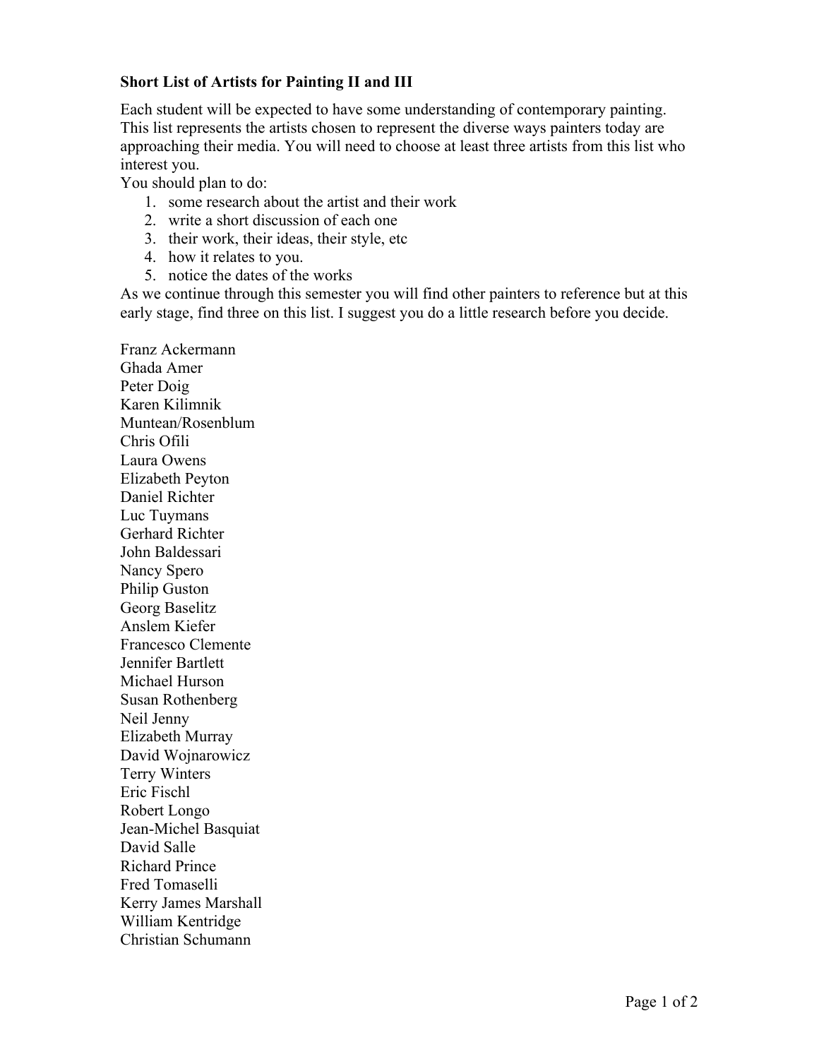**Short List of Artists for Painting II and III**

Each student will be expected to have some understanding of contemporary painting. This list represents the artists chosen to represent the diverse ways painters today are approaching their media. You will need to choose at least three artists from this list who interest you.

You should plan to do:

1. some research about the artist and their work
2. write a short discussion of each one
3. their work, their ideas, their style, etc
4. how it relates to you.
5. notice the dates of the works

As we continue through this semester you will find other painters to reference but at this early stage, find three on this list. I suggest you do a little research before you decide.

Franz Ackermann
Ghada Amer
Peter Doig
Karen Kilimnik
Muntean/Rosenblum
Chris Ofili
Laura Owens
Elizabeth Peyton
Daniel Richter
Luc Tuymans
Gerhard Richter
John Baldessari
Nancy Spero
Philip Guston
Georg Baselitz
Anslem Kiefer
Francesco Clemente
Jennifer Bartlett
Michael Hurson
Susan Rothenberg
Neil Jenny
Elizabeth Murray
David Wojnarowicz
Terry Winters
Eric Fischl
Robert Longo
Jean-Michel Basquiat
David Salle
Richard Prince
Fred Tomaselli
Kerry James Marshall
William Kentridge
Christian Schumann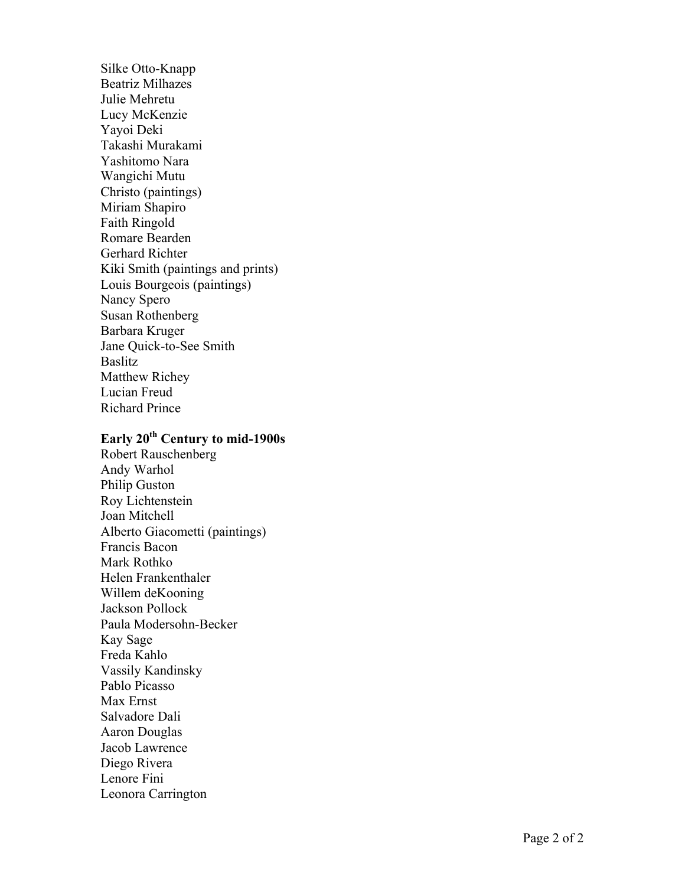Silke Otto-Knapp
Beatriz Milhazes
Julie Mehretu
Lucy McKenzie
Yayoi Deki
Takashi Murakami
Yashitomo Nara
Wangichi Mutu
Christo (paintings)
Miriam Shapiro
Faith Ringold
Romare Bearden
Gerhard Richter
Kiki Smith (paintings and prints)
Louis Bourgeois (paintings)
Nancy Spero
Susan Rothenberg
Barbara Kruger
Jane Quick-to-See Smith
Baslitz
Matthew Richey
Lucian Freud
Richard Prince

**Early 20th Century to mid-1900s**

Robert Rauschenberg
Andy Warhol
Philip Guston
Roy Lichtenstein
Joan Mitchell
Alberto Giacometti (paintings)
Francis Bacon
Mark Rothko
Helen Frankenthaler
Willem deKooning
Jackson Pollock
Paula Modersohn-Becker
Kay Sage
Freda Kahlo
Vassily Kandinsky
Pablo Picasso
Max Ernst
Salvadore Dali
Aaron Douglas
Jacob Lawrence
Diego Rivera
Lenore Fini
Leonora Carrington